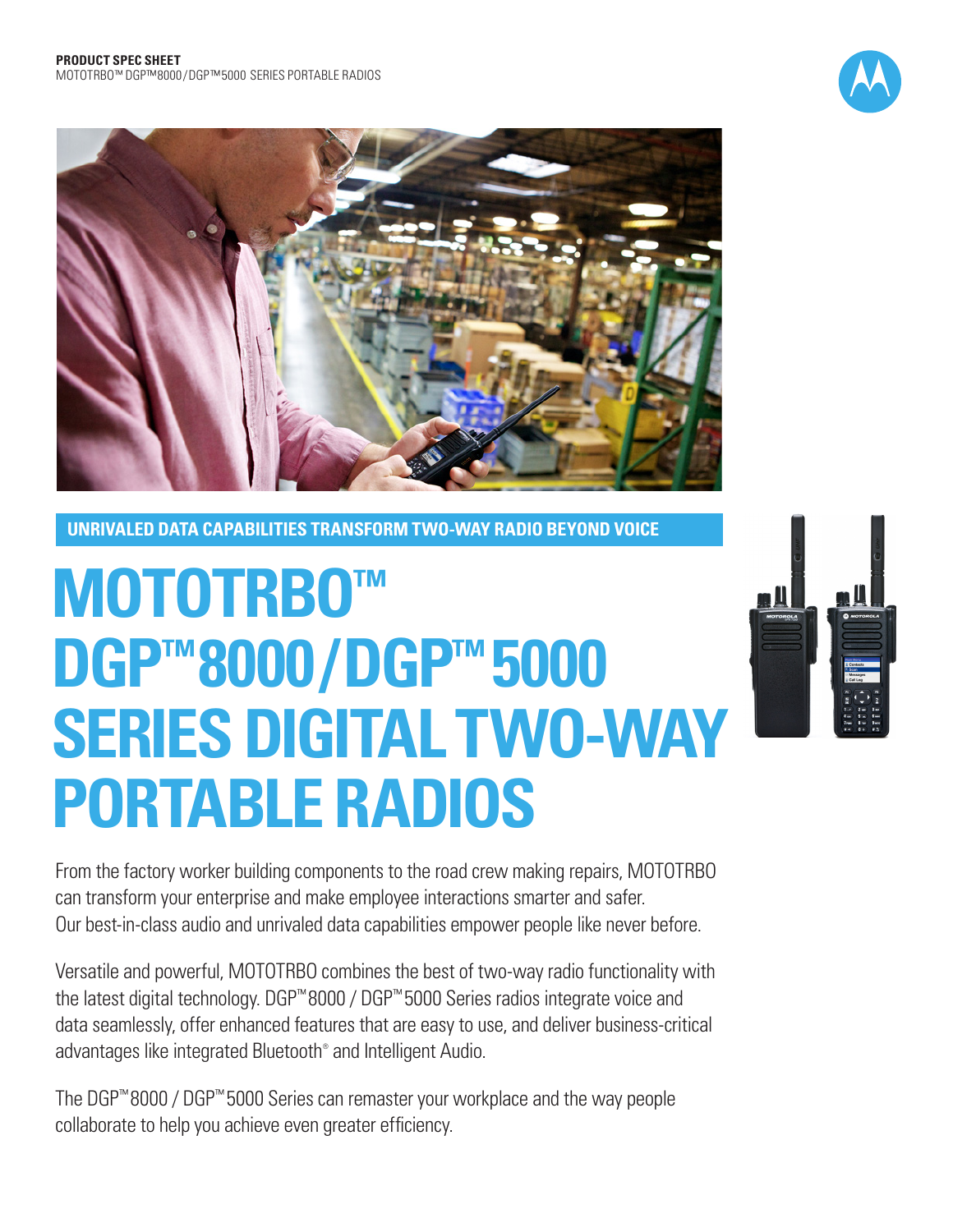**PRODUCT SPEC SHEET**
MOTOTRBO™ DGP™8000/DGP™5000 SERIES PORTABLE RADIOS

**UNRIVALED DATA CAPABILITIES TRANSFORM TWO-WAY RADIO BEYOND VOICE**

# MOTOTRBO™ DGP™8000/DGP™5000 SERIES DIGITAL TWO-WAY PORTABLE RADIOS

From the factory worker building components to the road crew making repairs, MOTOTRBO can transform your enterprise and make employee interactions smarter and safer. Our best-in-class audio and unrivaled data capabilities empower people like never before.

Versatile and powerful, MOTOTRBO combines the best of two-way radio functionality with the latest digital technology. DGP™8000 / DGP™5000 Series radios integrate voice and data seamlessly, offer enhanced features that are easy to use, and deliver business-critical advantages like integrated Bluetooth® and Intelligent Audio.

The DGP™8000 / DGP™5000 Series can remaster your workplace and the way people collaborate to help you achieve even greater efficiency.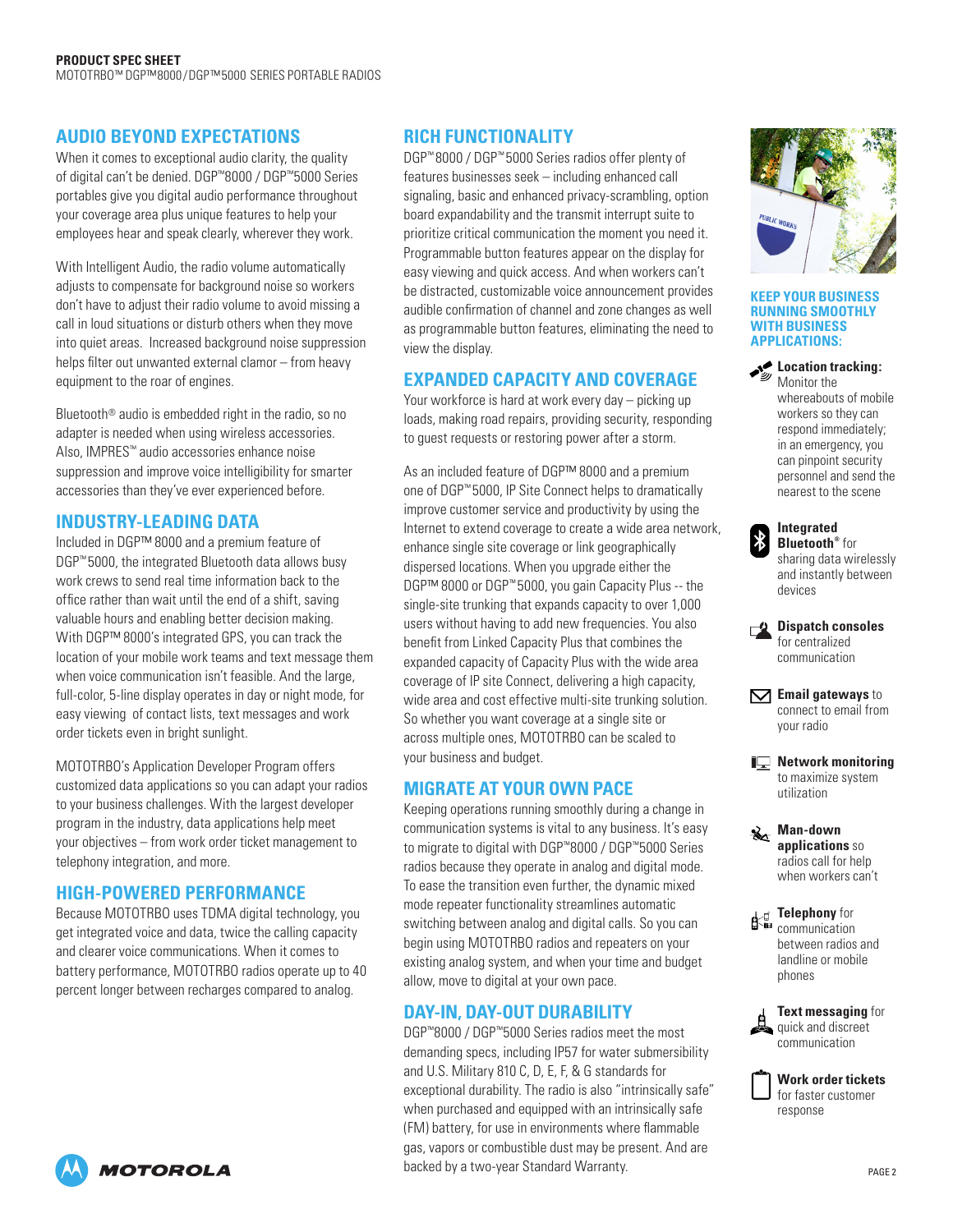## AUDIO BEYOND EXPECTATIONS

When it comes to exceptional audio clarity, the quality of digital can't be denied. DGP™8000 / DGP™5000 Series portables give you digital audio performance throughout your coverage area plus unique features to help your employees hear and speak clearly, wherever they work.

With Intelligent Audio, the radio volume automatically adjusts to compensate for background noise so workers don't have to adjust their radio volume to avoid missing a call in loud situations or disturb others when they move into quiet areas. Increased background noise suppression helps filter out unwanted external clamor – from heavy equipment to the roar of engines.

Bluetooth® audio is embedded right in the radio, so no adapter is needed when using wireless accessories. Also, IMPRES™ audio accessories enhance noise suppression and improve voice intelligibility for smarter accessories than they've ever experienced before.

## INDUSTRY-LEADING DATA

Included in DGP™ 8000 and a premium feature of DGP™5000, the integrated Bluetooth data allows busy work crews to send real time information back to the office rather than wait until the end of a shift, saving valuable hours and enabling better decision making. With DGP™ 8000's integrated GPS, you can track the location of your mobile work teams and text message them when voice communication isn't feasible. And the large, full-color, 5-line display operates in day or night mode, for easy viewing of contact lists, text messages and work order tickets even in bright sunlight.

MOTOTRBO's Application Developer Program offers customized data applications so you can adapt your radios to your business challenges. With the largest developer program in the industry, data applications help meet your objectives – from work order ticket management to telephony integration, and more.

## HIGH-POWERED PERFORMANCE

Because MOTOTRBO uses TDMA digital technology, you get integrated voice and data, twice the calling capacity and clearer voice communications. When it comes to battery performance, MOTOTRBO radios operate up to 40 percent longer between recharges compared to analog.

## RICH FUNCTIONALITY

DGP™8000 / DGP™5000 Series radios offer plenty of features businesses seek – including enhanced call signaling, basic and enhanced privacy-scrambling, option board expandability and the transmit interrupt suite to prioritize critical communication the moment you need it. Programmable button features appear on the display for easy viewing and quick access. And when workers can't be distracted, customizable voice announcement provides audible confirmation of channel and zone changes as well as programmable button features, eliminating the need to view the display.

## EXPANDED CAPACITY AND COVERAGE

Your workforce is hard at work every day – picking up loads, making road repairs, providing security, responding to guest requests or restoring power after a storm.

As an included feature of DGP™ 8000 and a premium one of DGP™5000, IP Site Connect helps to dramatically improve customer service and productivity by using the Internet to extend coverage to create a wide area network, enhance single site coverage or link geographically dispersed locations. When you upgrade either the DGP™ 8000 or DGP™5000, you gain Capacity Plus -- the single-site trunking that expands capacity to over 1,000 users without having to add new frequencies. You also benefit from Linked Capacity Plus that combines the expanded capacity of Capacity Plus with the wide area coverage of IP site Connect, delivering a high capacity, wide area and cost effective multi-site trunking solution. So whether you want coverage at a single site or across multiple ones, MOTOTRBO can be scaled to your business and budget.

## MIGRATE AT YOUR OWN PACE

Keeping operations running smoothly during a change in communication systems is vital to any business. It's easy to migrate to digital with DGP™8000 / DGP™5000 Series radios because they operate in analog and digital mode. To ease the transition even further, the dynamic mixed mode repeater functionality streamlines automatic switching between analog and digital calls. So you can begin using MOTOTRBO radios and repeaters on your existing analog system, and when your time and budget allow, move to digital at your own pace.

## DAY-IN, DAY-OUT DURABILITY

DGP™8000 / DGP™5000 Series radios meet the most demanding specs, including IP57 for water submersibility and U.S. Military 810 C, D, E, F, & G standards for exceptional durability. The radio is also "intrinsically safe" when purchased and equipped with an intrinsically safe (FM) battery, for use in environments where flammable gas, vapors or combustible dust may be present. And are backed by a two-year Standard Warranty.

### KEEP YOUR BUSINESS RUNNING SMOOTHLY WITH BUSINESS APPLICATIONS:

- **Location tracking:** Monitor the whereabouts of mobile workers so they can respond immediately; in an emergency, you can pinpoint security personnel and send the nearest to the scene
- **Integrated Bluetooth®** for sharing data wirelessly and instantly between devices
- **Dispatch consoles** for centralized communication
- **Email gateways** to connect to email from your radio
- **Network monitoring** to maximize system utilization
- **Man-down applications** so radios call for help when workers can't
- **Telephony** for communication between radios and landline or mobile phones
- **Text messaging** for quick and discreet communication
- **Work order tickets** for faster customer response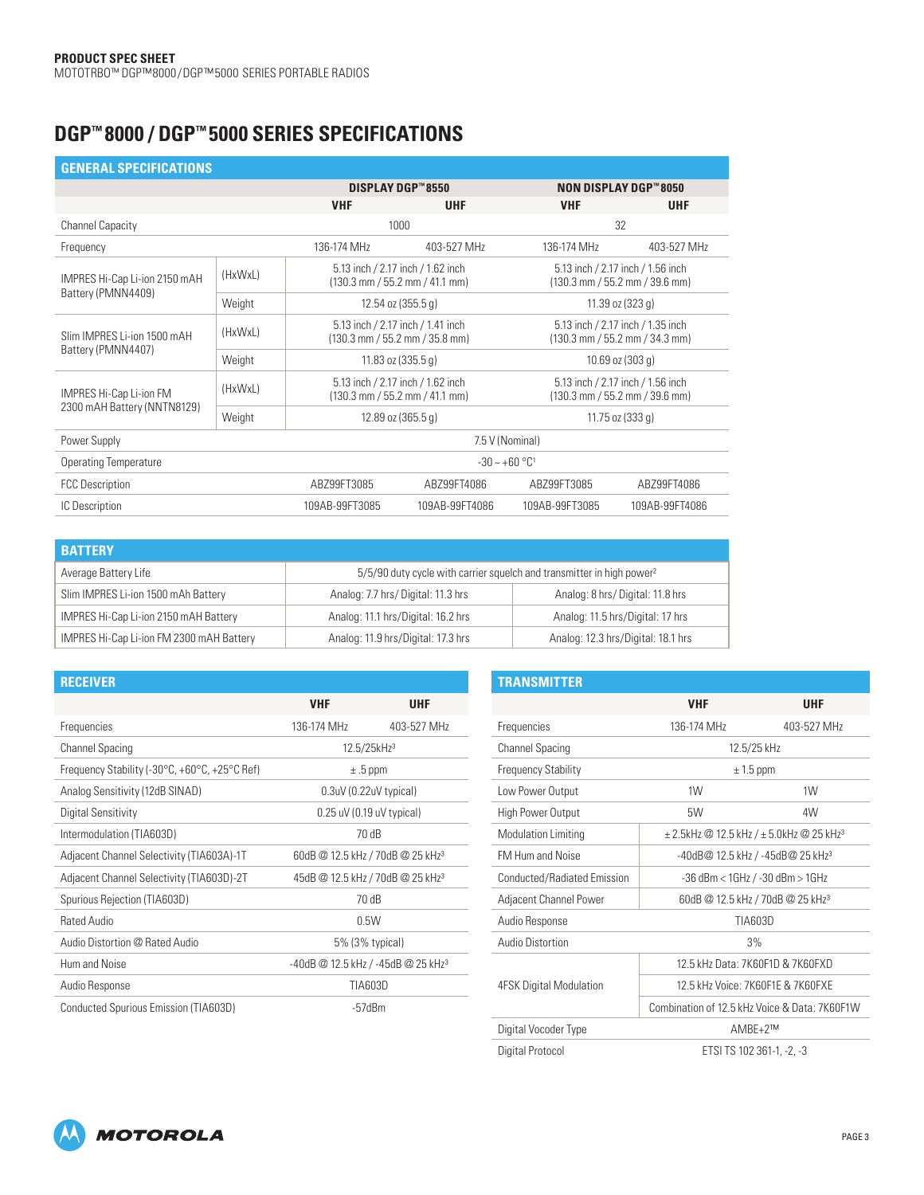# DGP™8000 / DGP™5000 SERIES SPECIFICATIONS

## GENERAL SPECIFICATIONS

| | | DISPLAY DGP™8550 | | NON DISPLAY DGP™8050 | |
|---|---|---|---|---|---|
| | | VHF | UHF | VHF | UHF |
| Channel Capacity | | 1000 | | 32 | |
| Frequency | | 136-174 MHz | 403-527 MHz | 136-174 MHz | 403-527 MHz |
| IMPRES Hi-Cap Li-ion 2150 mAH Battery (PMNN4409) | (HxWxL) | 5.13 inch / 2.17 inch / 1.62 inch (130.3 mm / 55.2 mm / 41.1 mm) | | 5.13 inch / 2.17 inch / 1.56 inch (130.3 mm / 55.2 mm / 39.6 mm) | |
| | Weight | 12.54 oz (355.5 g) | | 11.39 oz (323 g) | |
| Slim IMPRES Li-ion 1500 mAH Battery (PMNN4407) | (HxWxL) | 5.13 inch / 2.17 inch / 1.41 inch (130.3 mm / 55.2 mm / 35.8 mm) | | 5.13 inch / 2.17 inch / 1.35 inch (130.3 mm / 55.2 mm / 34.3 mm) | |
| | Weight | 11.83 oz (335.5 g) | | 10.69 oz (303 g) | |
| IMPRES Hi-Cap Li-ion FM 2300 mAH Battery (NNTN8129) | (HxWxL) | 5.13 inch / 2.17 inch / 1.62 inch (130.3 mm / 55.2 mm / 41.1 mm) | | 5.13 inch / 2.17 inch / 1.56 inch (130.3 mm / 55.2 mm / 39.6 mm) | |
| | Weight | 12.89 oz (365.5 g) | | 11.75 oz (333 g) | |
| Power Supply | | 7.5 V (Nominal) | | | |
| Operating Temperature | | -30 ~ +60 °C[1] | | | |
| FCC Description | | ABZ99FT3085 | ABZ99FT4086 | ABZ99FT3085 | ABZ99FT4086 |
| IC Description | | 109AB-99FT3085 | 109AB-99FT4086 | 109AB-99FT3085 | 109AB-99FT4086 |

## BATTERY

| Average Battery Life | 5/5/90 duty cycle with carrier squelch and transmitter in high power[2] | |
|---|---|---|
| Slim IMPRES Li-ion 1500 mAh Battery | Analog: 7.7 hrs/ Digital: 11.3 hrs | Analog: 8 hrs/ Digital: 11.8 hrs |
| IMPRES Hi-Cap Li-ion 2150 mAH Battery | Analog: 11.1 hrs/Digital: 16.2 hrs | Analog: 11.5 hrs/Digital: 17 hrs |
| IMPRES Hi-Cap Li-ion FM 2300 mAH Battery | Analog: 11.9 hrs/Digital: 17.3 hrs | Analog: 12.3 hrs/Digital: 18.1 hrs |

## RECEIVER

| | VHF | UHF |
|---|---|---|
| Frequencies | 136-174 MHz | 403-527 MHz |
| Channel Spacing | 12.5/25kHz[3] | |
| Frequency Stability (-30°C, +60°C, +25°C Ref) | ± .5 ppm | |
| Analog Sensitivity (12dB SINAD) | 0.3uV (0.22uV typical) | |
| Digital Sensitivity | 0.25 uV (0.19 uV typical) | |
| Intermodulation (TIA603D) | 70 dB | |
| Adjacent Channel Selectivity (TIA603A)-1T | 60dB @ 12.5 kHz / 70dB @ 25 kHz[3] | |
| Adjacent Channel Selectivity (TIA603D)-2T | 45dB @ 12.5 kHz / 70dB @ 25 kHz[3] | |
| Spurious Rejection (TIA603D) | 70 dB | |
| Rated Audio | 0.5W | |
| Audio Distortion @ Rated Audio | 5% (3% typical) | |
| Hum and Noise | -40dB @ 12.5 kHz / -45dB @ 25 kHz[3] | |
| Audio Response | TIA603D | |
| Conducted Spurious Emission (TIA603D) | -57dBm | |

## TRANSMITTER

| | VHF | UHF |
|---|---|---|
| Frequencies | 136-174 MHz | 403-527 MHz |
| Channel Spacing | 12.5/25 kHz | |
| Frequency Stability | ± 1.5 ppm | |
| Low Power Output | 1W | 1W |
| High Power Output | 5W | 4W |
| Modulation Limiting | ± 2.5kHz @ 12.5 kHz / ± 5.0kHz @ 25 kHz[3] | |
| FM Hum and Noise | -40dB@ 12.5 kHz / -45dB@ 25 kHz[3] | |
| Conducted/Radiated Emission | -36 dBm < 1GHz / -30 dBm > 1GHz | |
| Adjacent Channel Power | 60dB @ 12.5 kHz / 70dB @ 25 kHz[3] | |
| Audio Response | TIA603D | |
| Audio Distortion | 3% | |
| 4FSK Digital Modulation | 12.5 kHz Data: 7K60F1D & 7K60FXD | |
| | 12.5 kHz Voice: 7K60F1E & 7K60FXE | |
| | Combination of 12.5 kHz Voice & Data: 7K60F1W | |
| Digital Vocoder Type | AMBE+2™ | |
| Digital Protocol | ETSI TS 102 361-1, -2, -3 | |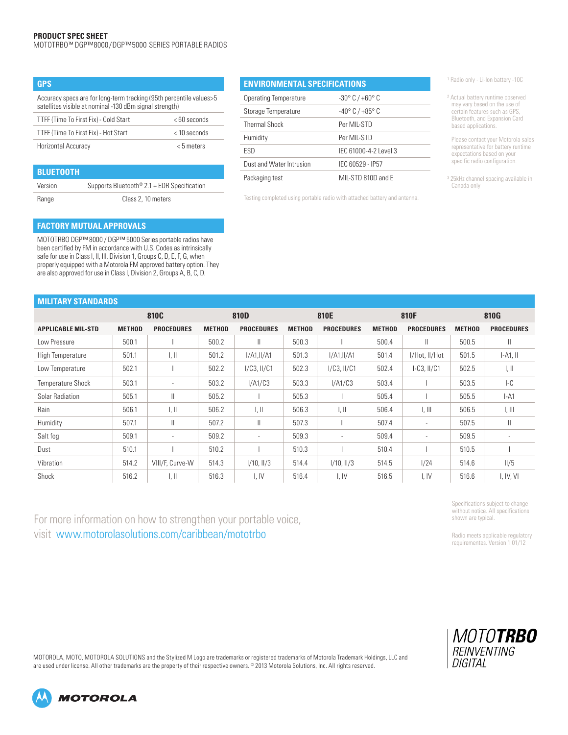## GPS

Accuracy specs are for long-term tracking (95th percentile values>5 satellites visible at nominal -130 dBm signal strength)

| | |
|---|---|
| TTFF (Time To First Fix) - Cold Start | < 60 seconds |
| TTFF (Time To First Fix) - Hot Start | < 10 seconds |
| Horizontal Accuracy | < 5 meters |

## BLUETOOTH

| | |
|---|---|
| Version | Supports Bluetooth® 2.1 + EDR Specification |
| Range | Class 2, 10 meters |

## FACTORY MUTUAL APPROVALS

MOTOTRBO DGP™ 8000 / DGP™ 5000 Series portable radios have been certified by FM in accordance with U.S. Codes as intrinsically safe for use in Class I, II, III, Division 1, Groups C, D, E, F, G, when properly equipped with a Motorola FM approved battery option. They are also approved for use in Class I, Division 2, Groups A, B, C, D.

## ENVIRONMENTAL SPECIFICATIONS

| | |
|---|---|
| Operating Temperature | -30° C / +60° C |
| Storage Temperature | -40° C / +85° C |
| Thermal Shock | Per MIL-STD |
| Humidity | Per MIL-STD |
| ESD | IEC 61000-4-2 Level 3 |
| Dust and Water Intrusion | IEC 60529 - IP57 |
| Packaging test | MIL-STD 810D and E |

Testing completed using portable radio with attached battery and antenna.

[1] Radio only - Li-Ion battery -10C

[2] Actual battery runtime observed may vary based on the use of certain features such as GPS, Bluetooth, and Expansion Card based applications.

Please contact your Motorola sales representative for battery runtime expectations based on your specific radio configuration.

[3] 25kHz channel spacing available in Canada only

## MILITARY STANDARDS

| | 810C | | 810D | | 810E | | 810F | | 810G | |
|---|---|---|---|---|---|---|---|---|---|---|
| APPLICABLE MIL-STD | METHOD | PROCEDURES | METHOD | PROCEDURES | METHOD | PROCEDURES | METHOD | PROCEDURES | METHOD | PROCEDURES |
| Low Pressure | 500.1 | I | 500.2 | II | 500.3 | II | 500.4 | II | 500.5 | II |
| High Temperature | 501.1 | I, II | 501.2 | I/A1,II/A1 | 501.3 | I/A1,II/A1 | 501.4 | I/Hot, II/Hot | 501.5 | I-A1, II |
| Low Temperature | 502.1 | I | 502.2 | I/C3, II/C1 | 502.3 | I/C3, II/C1 | 502.4 | I-C3, II/C1 | 502.5 | I, II |
| Temperature Shock | 503.1 | - | 503.2 | I/A1/C3 | 503.3 | I/A1/C3 | 503.4 | I | 503.5 | I-C |
| Solar Radiation | 505.1 | II | 505.2 | I | 505.3 | I | 505.4 | I | 505.5 | I-A1 |
| Rain | 506.1 | I, II | 506.2 | I, II | 506.3 | I, II | 506.4 | I, III | 506.5 | I, III |
| Humidity | 507.1 | II | 507.2 | II | 507.3 | II | 507.4 | - | 507.5 | II |
| Salt fog | 509.1 | - | 509.2 | - | 509.3 | - | 509.4 | - | 509.5 | - |
| Dust | 510.1 | I | 510.2 | I | 510.3 | I | 510.4 | I | 510.5 | I |
| Vibration | 514.2 | VIII/F, Curve-W | 514.3 | I/10, II/3 | 514.4 | I/10, II/3 | 514.5 | I/24 | 514.6 | II/5 |
| Shock | 516.2 | I, II | 516.3 | I, IV | 516.4 | I, IV | 516.5 | I, IV | 516.6 | I, IV, VI |

For more information on how to strengthen your portable voice, visit www.motorolasolutions.com/caribbean/mototrbo

Specifications subject to change without notice. All specifications shown are typical.

Radio meets applicable regulatory requirementes. Version 1 01/12

MOTOTRBO
REINVENTING DIGITAL

MOTOROLA, MOTO, MOTOROLA SOLUTIONS and the Stylized M Logo are trademarks or registered trademarks of Motorola Trademark Holdings, LLC and are used under license. All other trademarks are the property of their respective owners. © 2013 Motorola Solutions, Inc. All rights reserved.

MOTOROLA